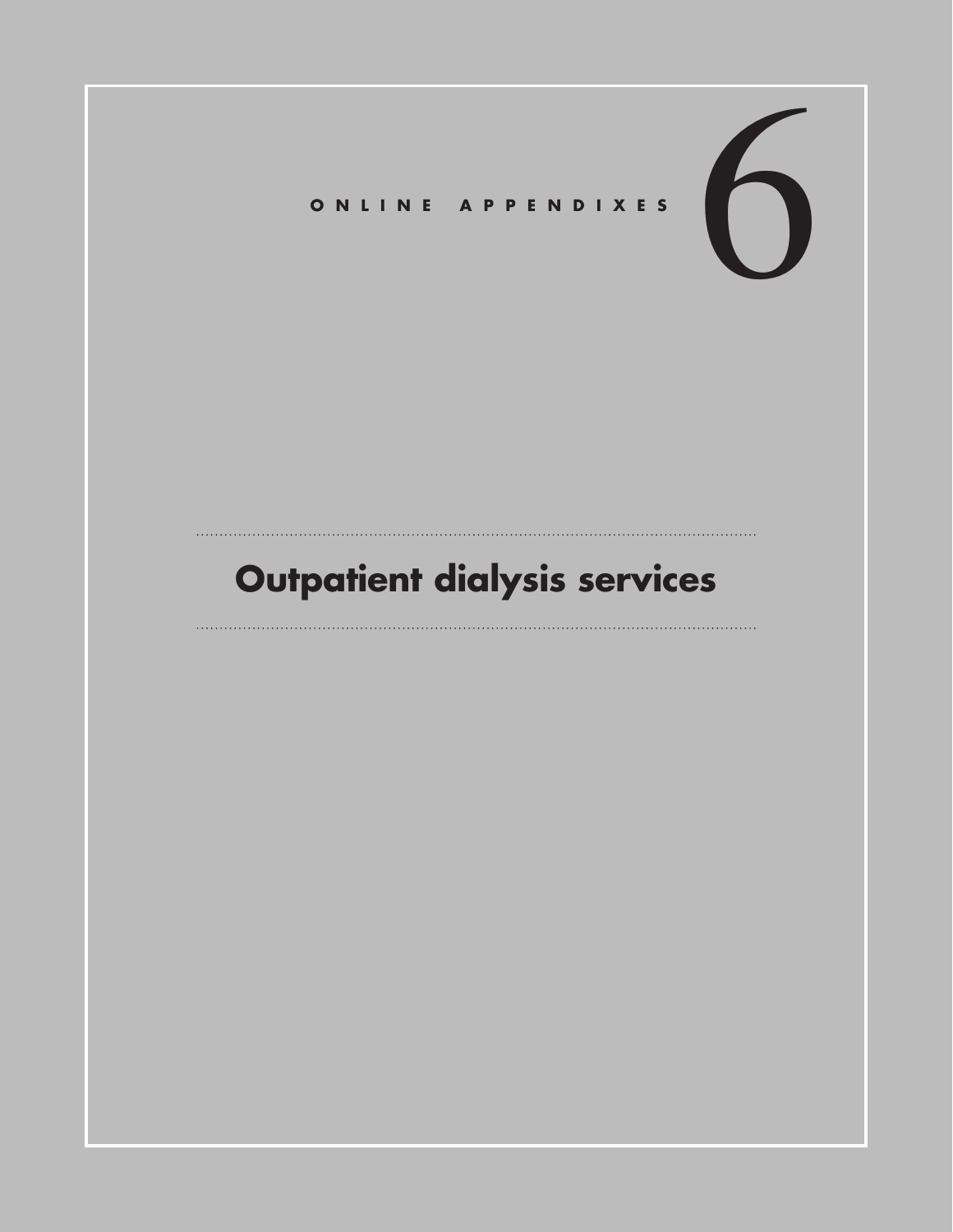# ONLINE APPENDIXES 6

# Outpatient dialysis services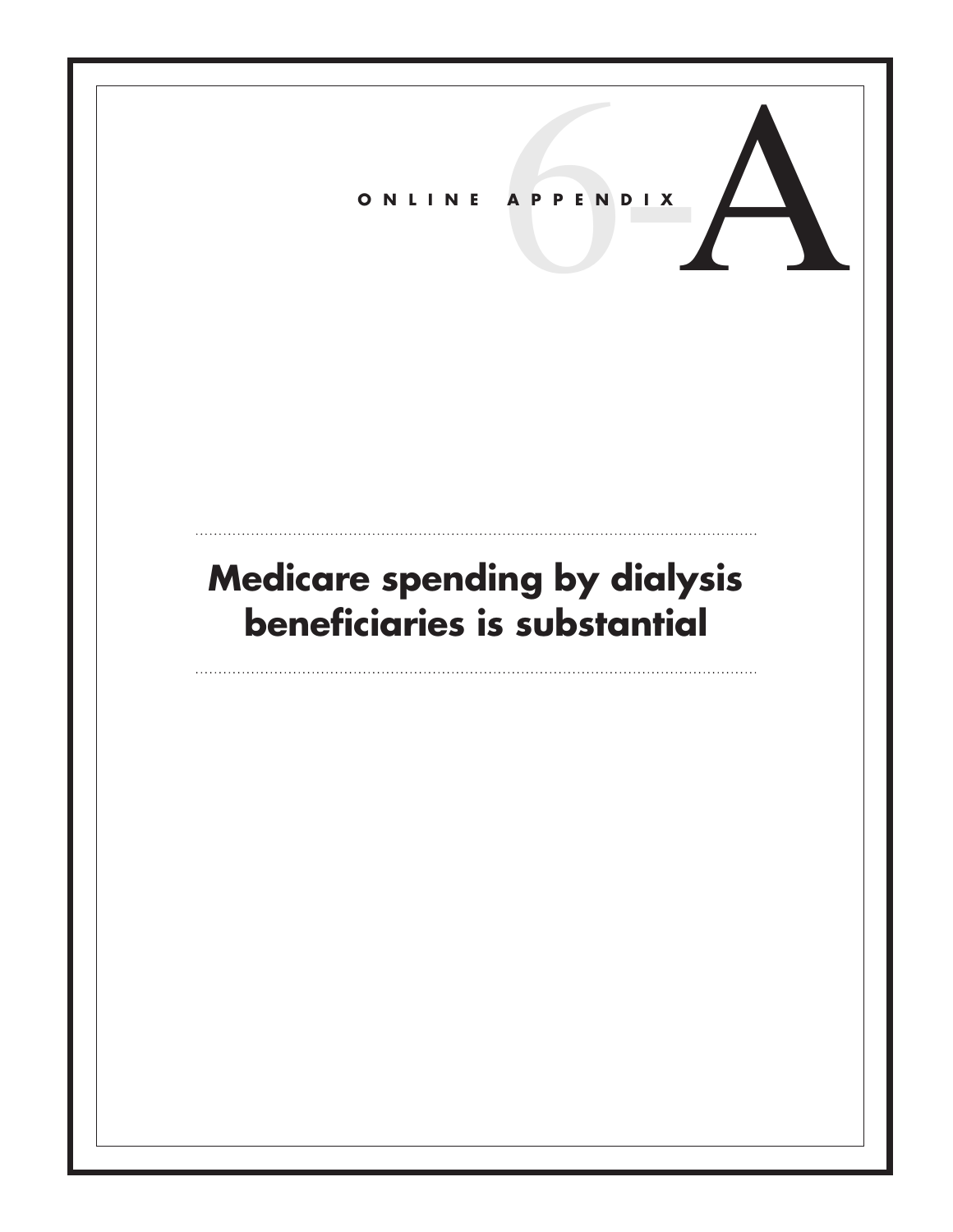ONLINE APPENDIX 6-A

# Medicare spending by dialysis beneficiaries is substantial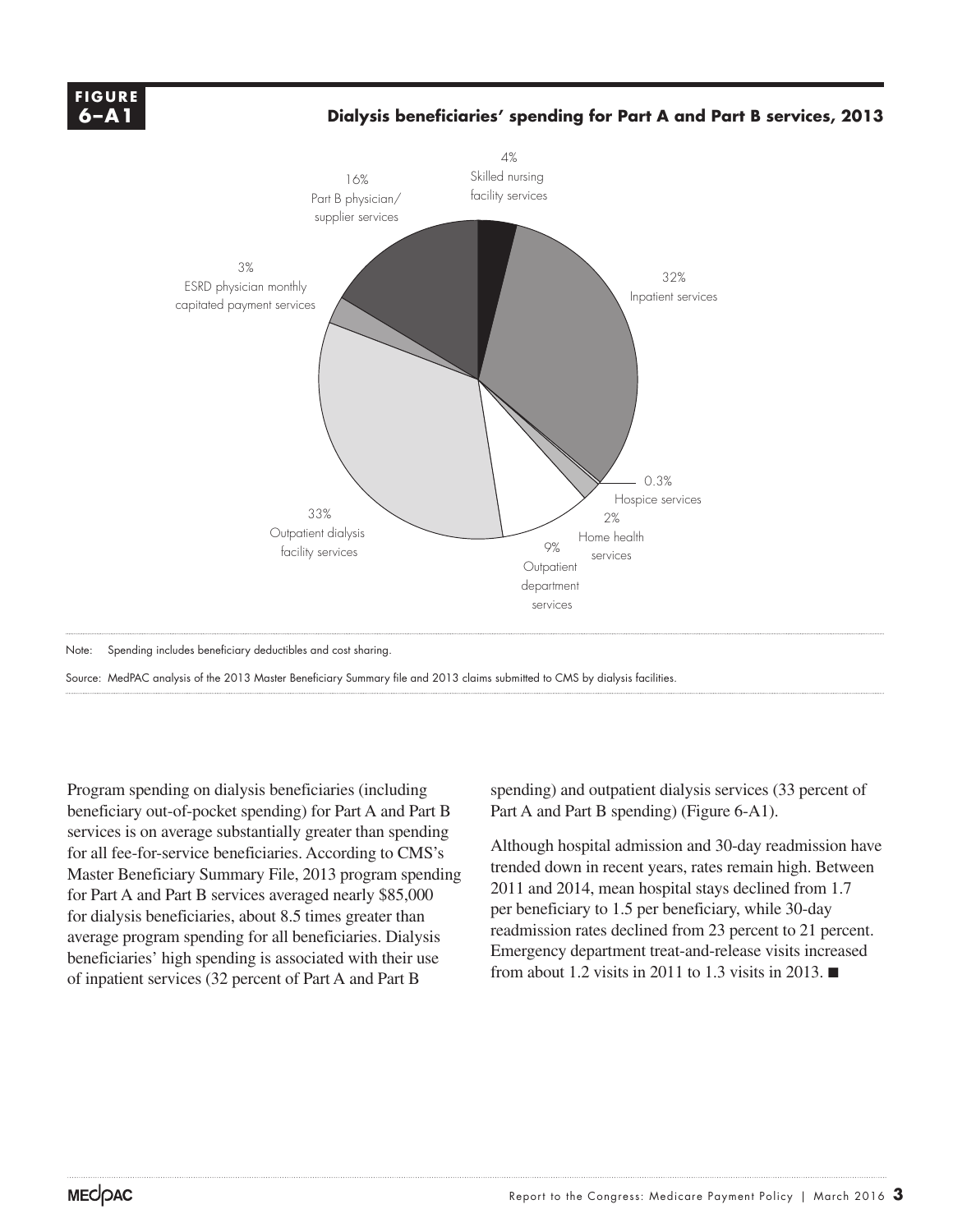**FIGURE 6–A1**

**Dialysis beneficiaries' spending for Part A and Part B services, 2013**

| Service | Share of spending |
| --- | --- |
| Skilled nursing facility services | 4% |
| Inpatient services | 32% |
| Hospice services | 0.3% |
| Home health services | 2% |
| Outpatient department services | 9% |
| Outpatient dialysis facility services | 33% |
| ESRD physician monthly capitated payment services | 3% |
| Part B physician/ supplier services | 16% |

Note: Spending includes beneficiary deductibles and cost sharing.

Source: MedPAC analysis of the 2013 Master Beneficiary Summary file and 2013 claims submitted to CMS by dialysis facilities.

Program spending on dialysis beneficiaries (including beneficiary out-of-pocket spending) for Part A and Part B services is on average substantially greater than spending for all fee-for-service beneficiaries. According to CMS's Master Beneficiary Summary File, 2013 program spending for Part A and Part B services averaged nearly $85,000 for dialysis beneficiaries, about 8.5 times greater than average program spending for all beneficiaries. Dialysis beneficiaries' high spending is associated with their use of inpatient services (32 percent of Part A and Part B spending) and outpatient dialysis services (33 percent of Part A and Part B spending) (Figure 6-A1).

Although hospital admission and 30-day readmission have trended down in recent years, rates remain high. Between 2011 and 2014, mean hospital stays declined from 1.7 per beneficiary to 1.5 per beneficiary, while 30-day readmission rates declined from 23 percent to 21 percent. Emergency department treat-and-release visits increased from about 1.2 visits in 2011 to 1.3 visits in 2013. ■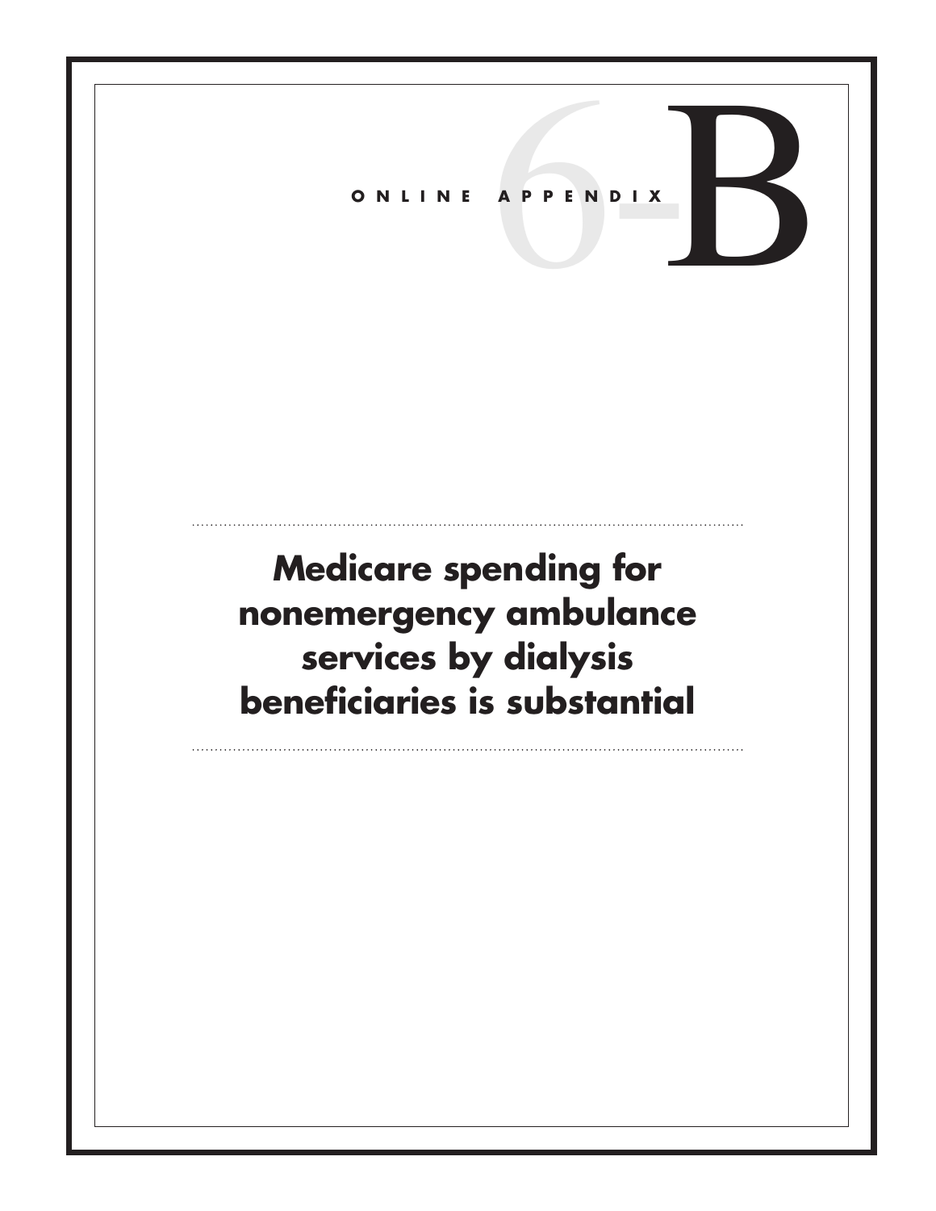ONLINE APPENDIX

# 6-B

# Medicare spending for nonemergency ambulance services by dialysis beneficiaries is substantial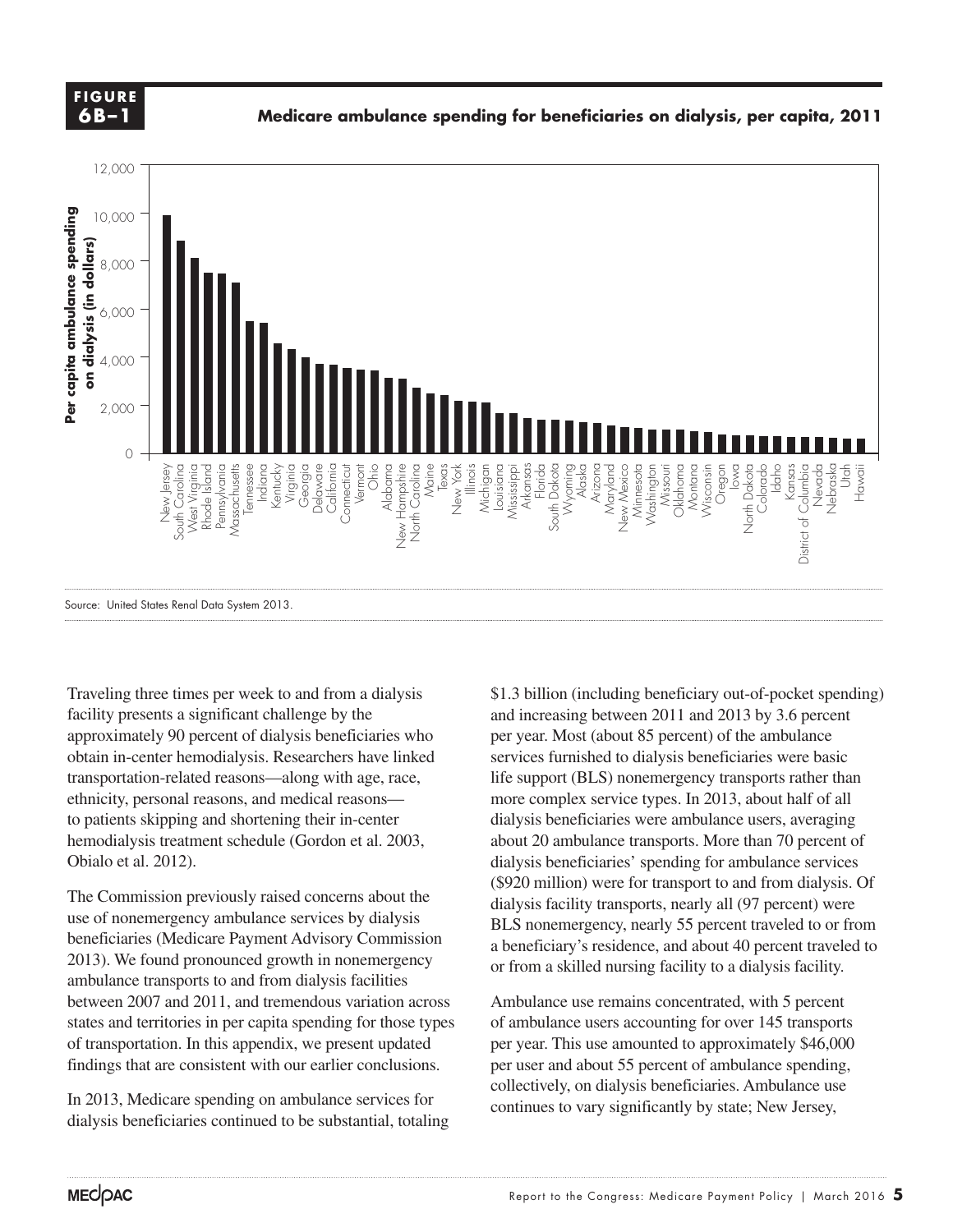**FIGURE 6B–1**

**Medicare ambulance spending for beneficiaries on dialysis, per capita, 2011**

Source: United States Renal Data System 2013.

Traveling three times per week to and from a dialysis facility presents a significant challenge by the approximately 90 percent of dialysis beneficiaries who obtain in-center hemodialysis. Researchers have linked transportation-related reasons—along with age, race, ethnicity, personal reasons, and medical reasons—to patients skipping and shortening their in-center hemodialysis treatment schedule (Gordon et al. 2003, Obialo et al. 2012).

The Commission previously raised concerns about the use of nonemergency ambulance services by dialysis beneficiaries (Medicare Payment Advisory Commission 2013). We found pronounced growth in nonemergency ambulance transports to and from dialysis facilities between 2007 and 2011, and tremendous variation across states and territories in per capita spending for those types of transportation. In this appendix, we present updated findings that are consistent with our earlier conclusions.

In 2013, Medicare spending on ambulance services for dialysis beneficiaries continued to be substantial, totaling $1.3 billion (including beneficiary out-of-pocket spending) and increasing between 2011 and 2013 by 3.6 percent per year. Most (about 85 percent) of the ambulance services furnished to dialysis beneficiaries were basic life support (BLS) nonemergency transports rather than more complex service types. In 2013, about half of all dialysis beneficiaries were ambulance users, averaging about 20 ambulance transports. More than 70 percent of dialysis beneficiaries' spending for ambulance services ($920 million) were for transport to and from dialysis. Of dialysis facility transports, nearly all (97 percent) were BLS nonemergency, nearly 55 percent traveled to or from a beneficiary's residence, and about 40 percent traveled to or from a skilled nursing facility to a dialysis facility.

Ambulance use remains concentrated, with 5 percent of ambulance users accounting for over 145 transports per year. This use amounted to approximately $46,000 per user and about 55 percent of ambulance spending, collectively, on dialysis beneficiaries. Ambulance use continues to vary significantly by state; New Jersey,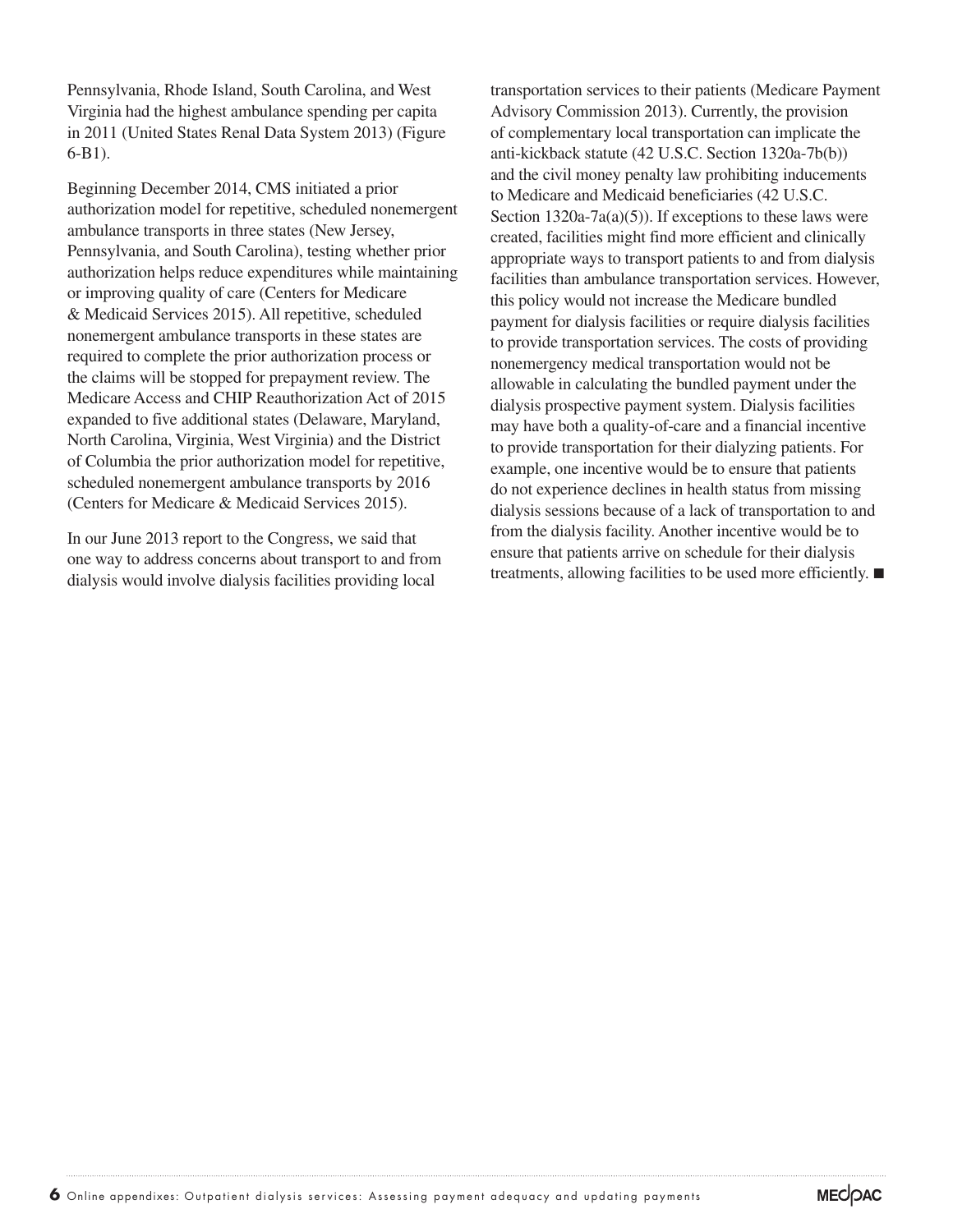Pennsylvania, Rhode Island, South Carolina, and West Virginia had the highest ambulance spending per capita in 2011 (United States Renal Data System 2013) (Figure 6-B1).

Beginning December 2014, CMS initiated a prior authorization model for repetitive, scheduled nonemergent ambulance transports in three states (New Jersey, Pennsylvania, and South Carolina), testing whether prior authorization helps reduce expenditures while maintaining or improving quality of care (Centers for Medicare & Medicaid Services 2015). All repetitive, scheduled nonemergent ambulance transports in these states are required to complete the prior authorization process or the claims will be stopped for prepayment review. The Medicare Access and CHIP Reauthorization Act of 2015 expanded to five additional states (Delaware, Maryland, North Carolina, Virginia, West Virginia) and the District of Columbia the prior authorization model for repetitive, scheduled nonemergent ambulance transports by 2016 (Centers for Medicare & Medicaid Services 2015).

In our June 2013 report to the Congress, we said that one way to address concerns about transport to and from dialysis would involve dialysis facilities providing local transportation services to their patients (Medicare Payment Advisory Commission 2013). Currently, the provision of complementary local transportation can implicate the anti-kickback statute (42 U.S.C. Section 1320a-7b(b)) and the civil money penalty law prohibiting inducements to Medicare and Medicaid beneficiaries (42 U.S.C. Section 1320a-7a(a)(5)). If exceptions to these laws were created, facilities might find more efficient and clinically appropriate ways to transport patients to and from dialysis facilities than ambulance transportation services. However, this policy would not increase the Medicare bundled payment for dialysis facilities or require dialysis facilities to provide transportation services. The costs of providing nonemergency medical transportation would not be allowable in calculating the bundled payment under the dialysis prospective payment system. Dialysis facilities may have both a quality-of-care and a financial incentive to provide transportation for their dialyzing patients. For example, one incentive would be to ensure that patients do not experience declines in health status from missing dialysis sessions because of a lack of transportation to and from the dialysis facility. Another incentive would be to ensure that patients arrive on schedule for their dialysis treatments, allowing facilities to be used more efficiently. ■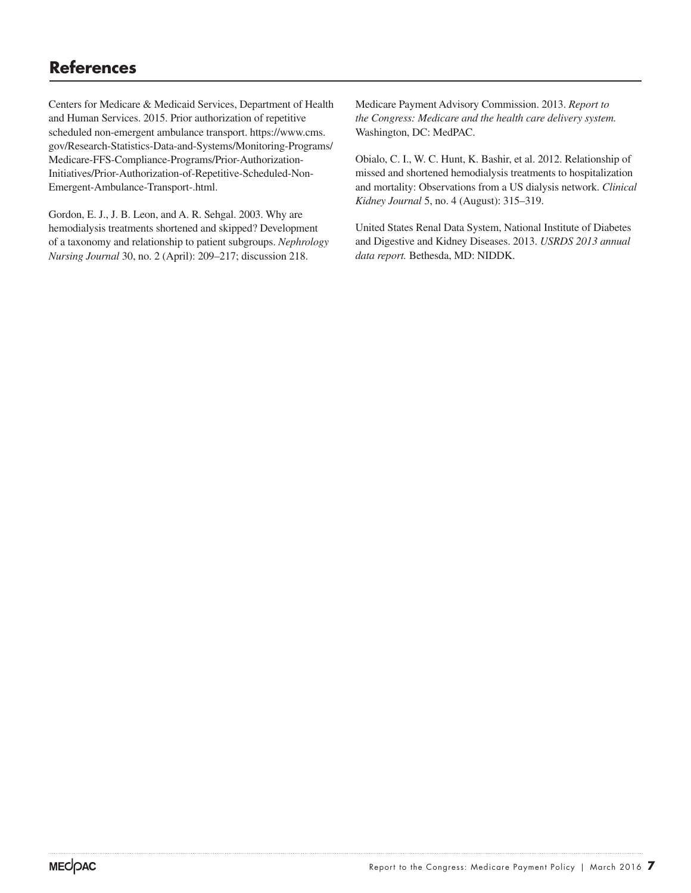## References

Centers for Medicare & Medicaid Services, Department of Health and Human Services. 2015. Prior authorization of repetitive scheduled non-emergent ambulance transport. https://www.cms.gov/Research-Statistics-Data-and-Systems/Monitoring-Programs/Medicare-FFS-Compliance-Programs/Prior-Authorization-Initiatives/Prior-Authorization-of-Repetitive-Scheduled-Non-Emergent-Ambulance-Transport-.html.

Gordon, E. J., J. B. Leon, and A. R. Sehgal. 2003. Why are hemodialysis treatments shortened and skipped? Development of a taxonomy and relationship to patient subgroups. *Nephrology Nursing Journal* 30, no. 2 (April): 209–217; discussion 218.

Medicare Payment Advisory Commission. 2013. *Report to the Congress: Medicare and the health care delivery system.* Washington, DC: MedPAC.

Obialo, C. I., W. C. Hunt, K. Bashir, et al. 2012. Relationship of missed and shortened hemodialysis treatments to hospitalization and mortality: Observations from a US dialysis network. *Clinical Kidney Journal* 5, no. 4 (August): 315–319.

United States Renal Data System, National Institute of Diabetes and Digestive and Kidney Diseases. 2013. *USRDS 2013 annual data report.* Bethesda, MD: NIDDK.